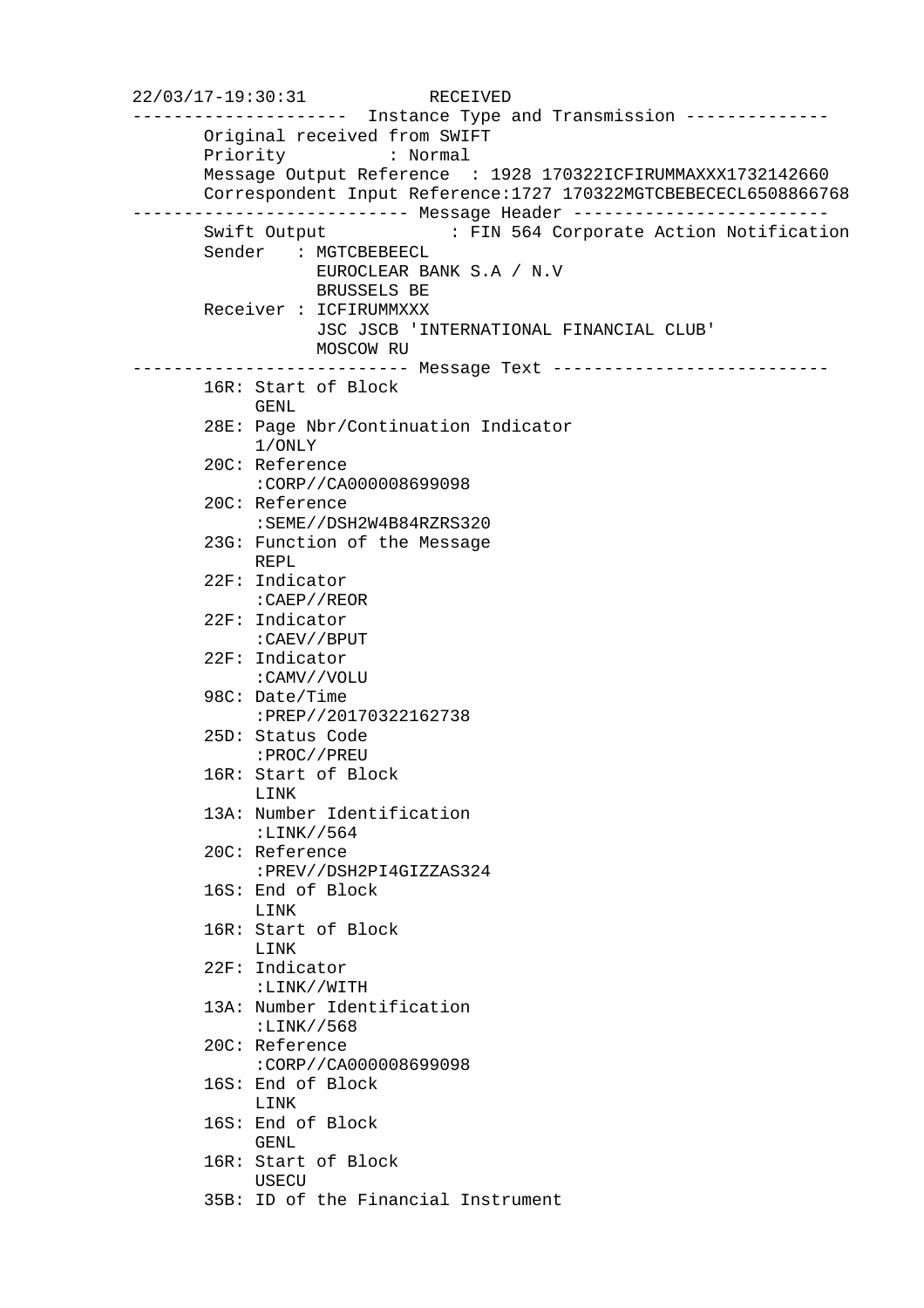```
22/03/17-19:30:31            RECEIVED
---------------------  Instance Type and Transmission --------------
       Original received from SWIFT
       Priority          : Normal
       Message Output Reference  : 1928 170322ICFIRUMMAXXX1732142660
       Correspondent Input Reference:1727 170322MGTCBEBECECL6508866768
--------------------------- Message Header -------------------------
       Swift Output            : FIN 564 Corporate Action Notification
       Sender   : MGTCBEBEECL
                  EUROCLEAR BANK S.A / N.V
                  BRUSSELS BE
       Receiver : ICFIRUMMXXX
                  JSC JSCB 'INTERNATIONAL FINANCIAL CLUB'
                  MOSCOW RU
--------------------------- Message Text ---------------------------
       16R: Start of Block
            GENL
       28E: Page Nbr/Continuation Indicator
            1/ONLY
       20C: Reference
            :CORP//CA000008699098
       20C: Reference
            :SEME//DSH2W4B84RZRS320
       23G: Function of the Message
            REPL
       22F: Indicator
            :CAEP//REOR
       22F: Indicator
            :CAEV//BPUT
       22F: Indicator
            :CAMV//VOLU
       98C: Date/Time
            :PREP//20170322162738
       25D: Status Code
            :PROC//PREU
       16R: Start of Block
            LINK
       13A: Number Identification
            :LINK//564
       20C: Reference
            :PREV//DSH2PI4GIZZAS324
       16S: End of Block
            LINK
       16R: Start of Block
            LINK
       22F: Indicator
            :LINK//WITH
       13A: Number Identification
            :LINK//568
       20C: Reference
            :CORP//CA000008699098
       16S: End of Block
            LINK
       16S: End of Block
            GENL
       16R: Start of Block
            USECU
       35B: ID of the Financial Instrument
```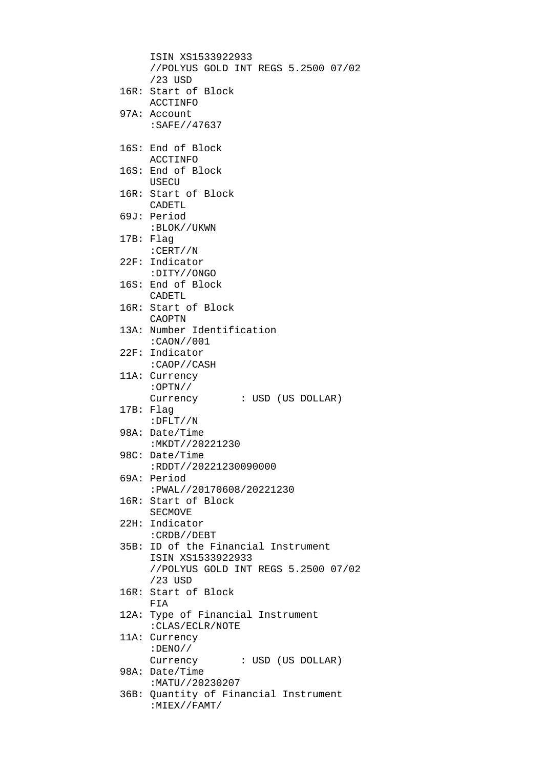```
     ISIN XS1533922933
     //POLYUS GOLD INT REGS 5.2500 07/02
     /23 USD
16R: Start of Block
     ACCTINFO
97A: Account
     :SAFE//47637

16S: End of Block
     ACCTINFO
16S: End of Block
     USECU
16R: Start of Block
     CADETL
69J: Period
     :BLOK//UKWN
17B: Flag
     :CERT//N
22F: Indicator
     :DITY//ONGO
16S: End of Block
     CADETL
16R: Start of Block
     CAOPTN
13A: Number Identification
     :CAON//001
22F: Indicator
     :CAOP//CASH
11A: Currency
     :OPTN//
     Currency       : USD (US DOLLAR)
17B: Flag
     :DFLT//N
98A: Date/Time
     :MKDT//20221230
98C: Date/Time
     :RDDT//20221230090000
69A: Period
     :PWAL//20170608/20221230
16R: Start of Block
     SECMOVE
22H: Indicator
     :CRDB//DEBT
35B: ID of the Financial Instrument
     ISIN XS1533922933
     //POLYUS GOLD INT REGS 5.2500 07/02
     /23 USD
16R: Start of Block
     FIA
12A: Type of Financial Instrument
     :CLAS/ECLR/NOTE
11A: Currency
     :DENO//
     Currency       : USD (US DOLLAR)
98A: Date/Time
     :MATU//20230207
36B: Quantity of Financial Instrument
     :MIEX//FAMT/
```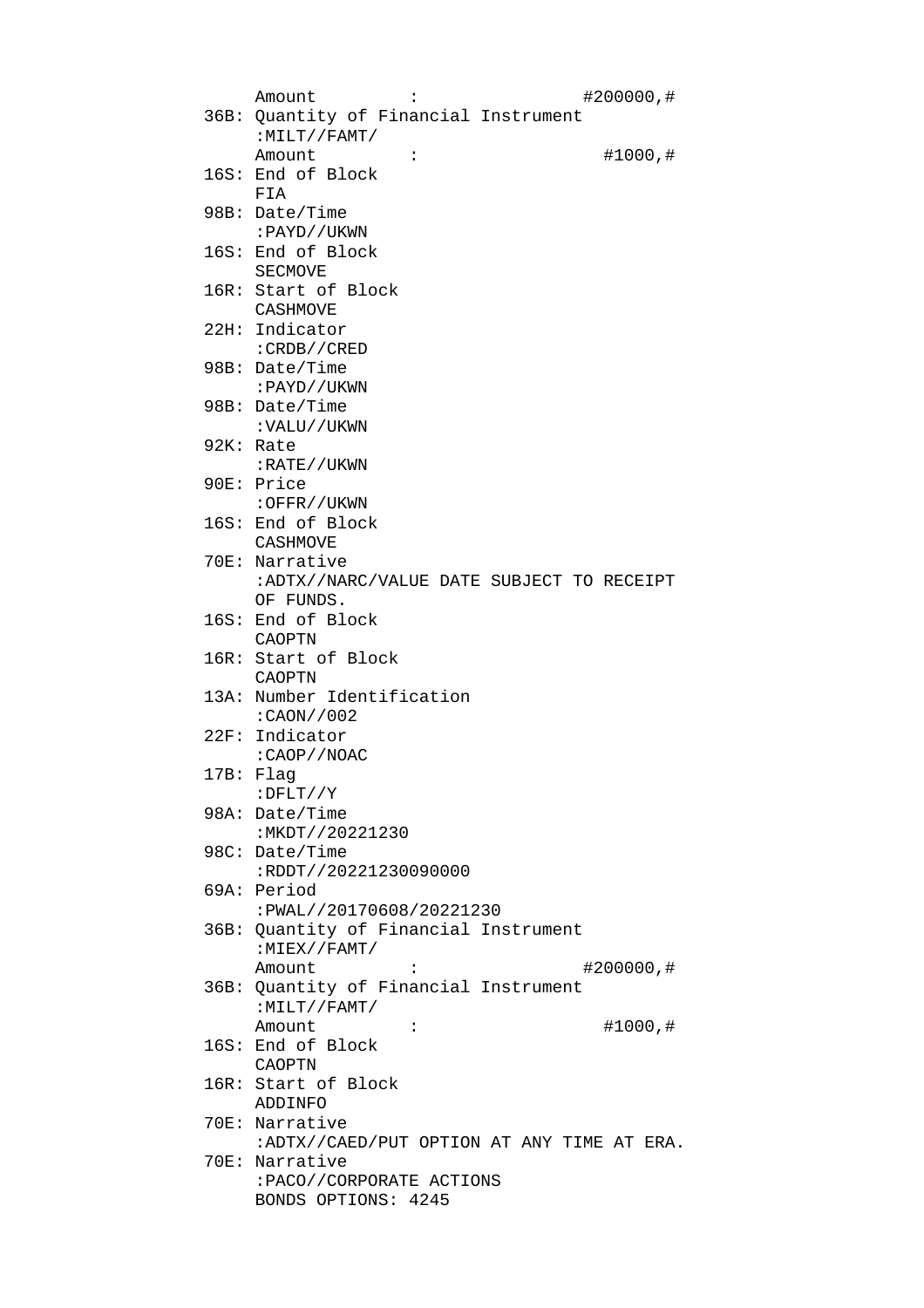```
     Amount         :                #200000,#
36B: Quantity of Financial Instrument
     :MILT//FAMT/
     Amount         :                  #1000,#
16S: End of Block
     FIA
98B: Date/Time
     :PAYD//UKWN
16S: End of Block
     SECMOVE
16R: Start of Block
     CASHMOVE
22H: Indicator
     :CRDB//CRED
98B: Date/Time
     :PAYD//UKWN
98B: Date/Time
     :VALU//UKWN
92K: Rate
     :RATE//UKWN
90E: Price
     :OFFR//UKWN
16S: End of Block
     CASHMOVE
70E: Narrative
     :ADTX//NARC/VALUE DATE SUBJECT TO RECEIPT
     OF FUNDS.
16S: End of Block
     CAOPTN
16R: Start of Block
     CAOPTN
13A: Number Identification
     :CAON//002
22F: Indicator
     :CAOP//NOAC
17B: Flag
     :DFLT//Y
98A: Date/Time
     :MKDT//20221230
98C: Date/Time
     :RDDT//20221230090000
69A: Period
     :PWAL//20170608/20221230
36B: Quantity of Financial Instrument
     :MIEX//FAMT/
     Amount         :                #200000,#
36B: Quantity of Financial Instrument
     :MILT//FAMT/
     Amount         :                  #1000,#
16S: End of Block
     CAOPTN
16R: Start of Block
     ADDINFO
70E: Narrative
     :ADTX//CAED/PUT OPTION AT ANY TIME AT ERA.
70E: Narrative
     :PACO//CORPORATE ACTIONS
     BONDS OPTIONS: 4245
```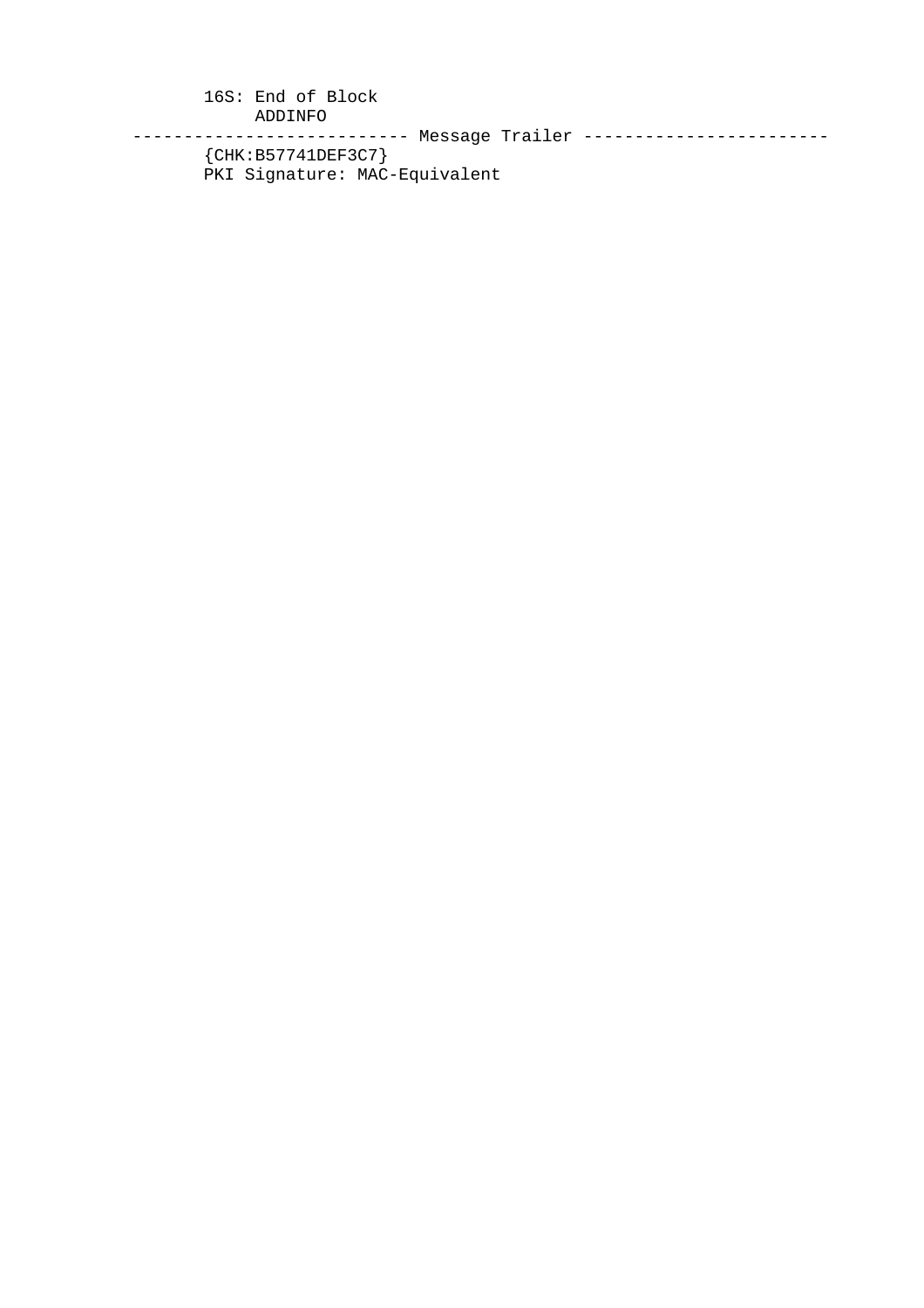```
       16S: End of Block
            ADDINFO
--------------------------- Message Trailer ------------------------
       {CHK:B57741DEF3C7}
       PKI Signature: MAC-Equivalent
```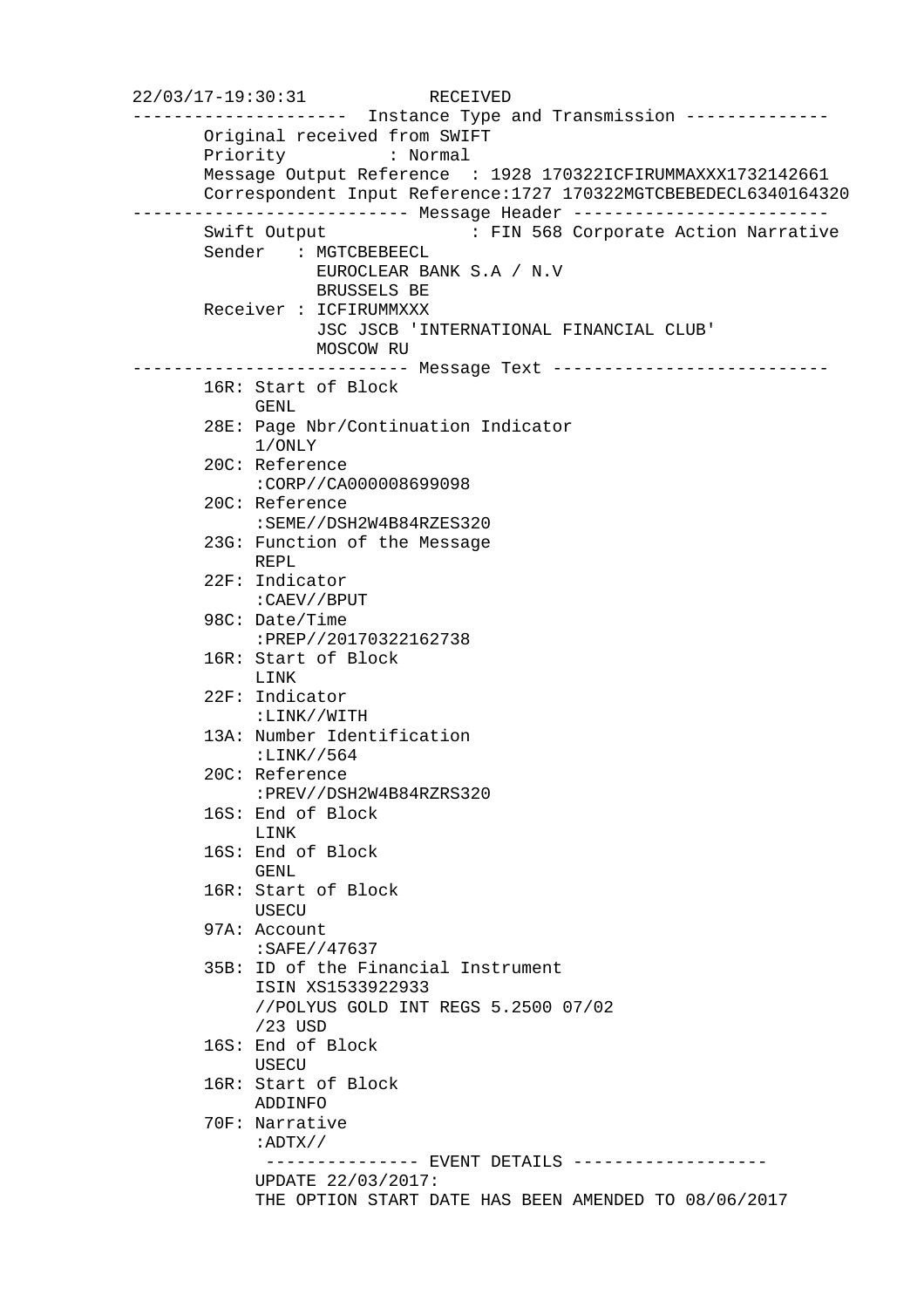```
22/03/17-19:30:31            RECEIVED
---------------------  Instance Type and Transmission --------------
       Original received from SWIFT
       Priority          : Normal
       Message Output Reference  : 1928 170322ICFIRUMMAXXX1732142661
       Correspondent Input Reference:1727 170322MGTCBEBEDECL6340164320
--------------------------- Message Header -------------------------
       Swift Output              : FIN 568 Corporate Action Narrative
       Sender   : MGTCBEBEECL
                  EUROCLEAR BANK S.A / N.V
                  BRUSSELS BE
       Receiver : ICFIRUMMXXX
                  JSC JSCB 'INTERNATIONAL FINANCIAL CLUB'
                  MOSCOW RU
--------------------------- Message Text ---------------------------
       16R: Start of Block
            GENL
       28E: Page Nbr/Continuation Indicator
            1/ONLY
       20C: Reference
            :CORP//CA000008699098
       20C: Reference
            :SEME//DSH2W4B84RZES320
       23G: Function of the Message
            REPL
       22F: Indicator
            :CAEV//BPUT
       98C: Date/Time
            :PREP//20170322162738
       16R: Start of Block
            LINK
       22F: Indicator
            :LINK//WITH
       13A: Number Identification
            :LINK//564
       20C: Reference
            :PREV//DSH2W4B84RZRS320
       16S: End of Block
            LINK
       16S: End of Block
            GENL
       16R: Start of Block
            USECU
       97A: Account
            :SAFE//47637
       35B: ID of the Financial Instrument
            ISIN XS1533922933
            //POLYUS GOLD INT REGS 5.2500 07/02
            /23 USD
       16S: End of Block
            USECU
       16R: Start of Block
            ADDINFO
       70F: Narrative
            :ADTX//
             --------------- EVENT DETAILS -------------------
            UPDATE 22/03/2017:
            THE OPTION START DATE HAS BEEN AMENDED TO 08/06/2017
```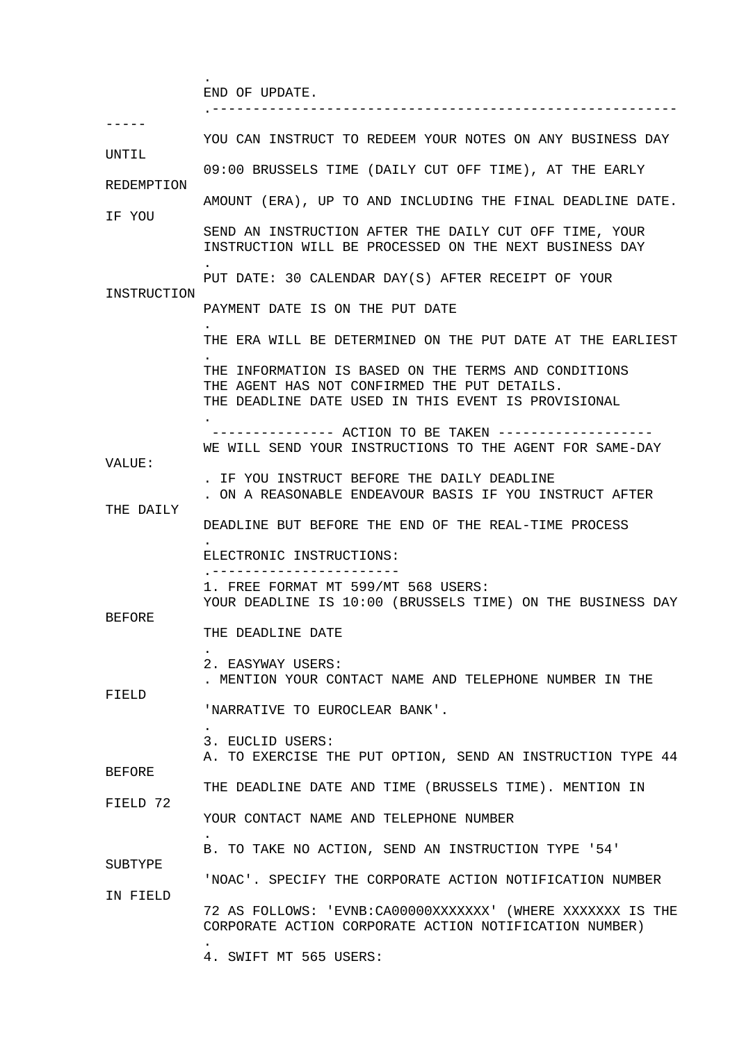.
END OF UPDATE.
.-----------------------------------------------------------

YOU CAN INSTRUCT TO REDEEM YOUR NOTES ON ANY BUSINESS DAY UNTIL 09:00 BRUSSELS TIME (DAILY CUT OFF TIME), AT THE EARLY REDEMPTION AMOUNT (ERA), UP TO AND INCLUDING THE FINAL DEADLINE DATE. IF YOU SEND AN INSTRUCTION AFTER THE DAILY CUT OFF TIME, YOUR INSTRUCTION WILL BE PROCESSED ON THE NEXT BUSINESS DAY
.
PUT DATE: 30 CALENDAR DAY(S) AFTER RECEIPT OF YOUR INSTRUCTION
PAYMENT DATE IS ON THE PUT DATE
.
THE ERA WILL BE DETERMINED ON THE PUT DATE AT THE EARLIEST
.
THE INFORMATION IS BASED ON THE TERMS AND CONDITIONS
THE AGENT HAS NOT CONFIRMED THE PUT DETAILS.
THE DEADLINE DATE USED IN THIS EVENT IS PROVISIONAL
.
--------------- ACTION TO BE TAKEN -------------------
WE WILL SEND YOUR INSTRUCTIONS TO THE AGENT FOR SAME-DAY VALUE:
. IF YOU INSTRUCT BEFORE THE DAILY DEADLINE
. ON A REASONABLE ENDEAVOUR BASIS IF YOU INSTRUCT AFTER THE DAILY DEADLINE BUT BEFORE THE END OF THE REAL-TIME PROCESS
.
ELECTRONIC INSTRUCTIONS:
.-----------------------
1. FREE FORMAT MT 599/MT 568 USERS:
YOUR DEADLINE IS 10:00 (BRUSSELS TIME) ON THE BUSINESS DAY BEFORE THE DEADLINE DATE
.
2. EASYWAY USERS:
. MENTION YOUR CONTACT NAME AND TELEPHONE NUMBER IN THE FIELD 'NARRATIVE TO EUROCLEAR BANK'.
.
3. EUCLID USERS:
A. TO EXERCISE THE PUT OPTION, SEND AN INSTRUCTION TYPE 44 BEFORE THE DEADLINE DATE AND TIME (BRUSSELS TIME). MENTION IN FIELD 72 YOUR CONTACT NAME AND TELEPHONE NUMBER
.
B. TO TAKE NO ACTION, SEND AN INSTRUCTION TYPE '54' SUBTYPE 'NOAC'. SPECIFY THE CORPORATE ACTION NOTIFICATION NUMBER IN FIELD 72 AS FOLLOWS: 'EVNB:CA00000XXXXXXX' (WHERE XXXXXXX IS THE CORPORATE ACTION CORPORATE ACTION NOTIFICATION NUMBER)
.
4. SWIFT MT 565 USERS: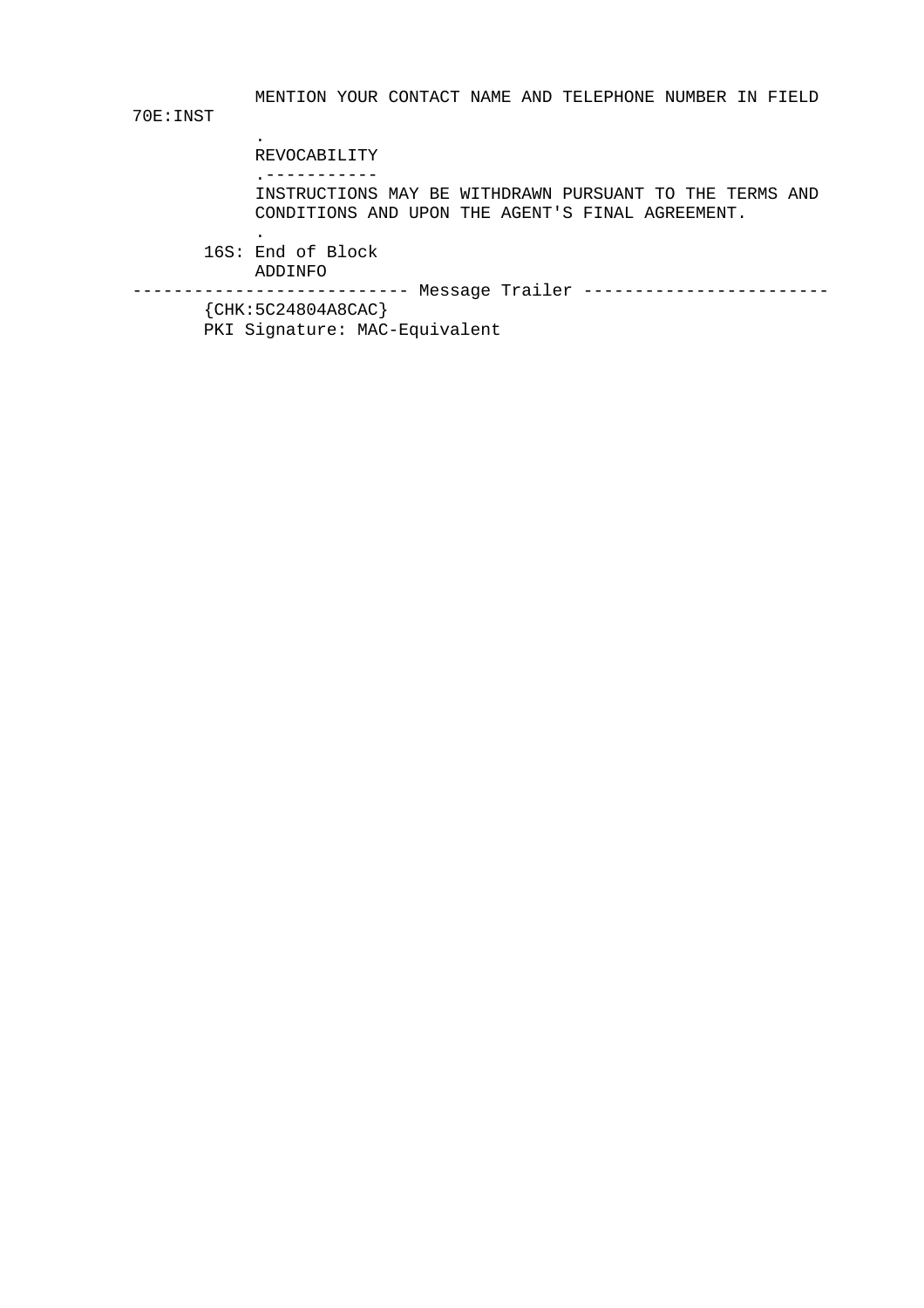```
        MENTION YOUR CONTACT NAME AND TELEPHONE NUMBER IN FIELD
70E:INST
        .
        REVOCABILITY
        .-----------
        INSTRUCTIONS MAY BE WITHDRAWN PURSUANT TO THE TERMS AND
        CONDITIONS AND UPON THE AGENT'S FINAL AGREEMENT.
        .
    16S: End of Block
        ADDINFO
-------------------------- Message Trailer -----------------------
    {CHK:5C24804A8CAC}
    PKI Signature: MAC-Equivalent
```